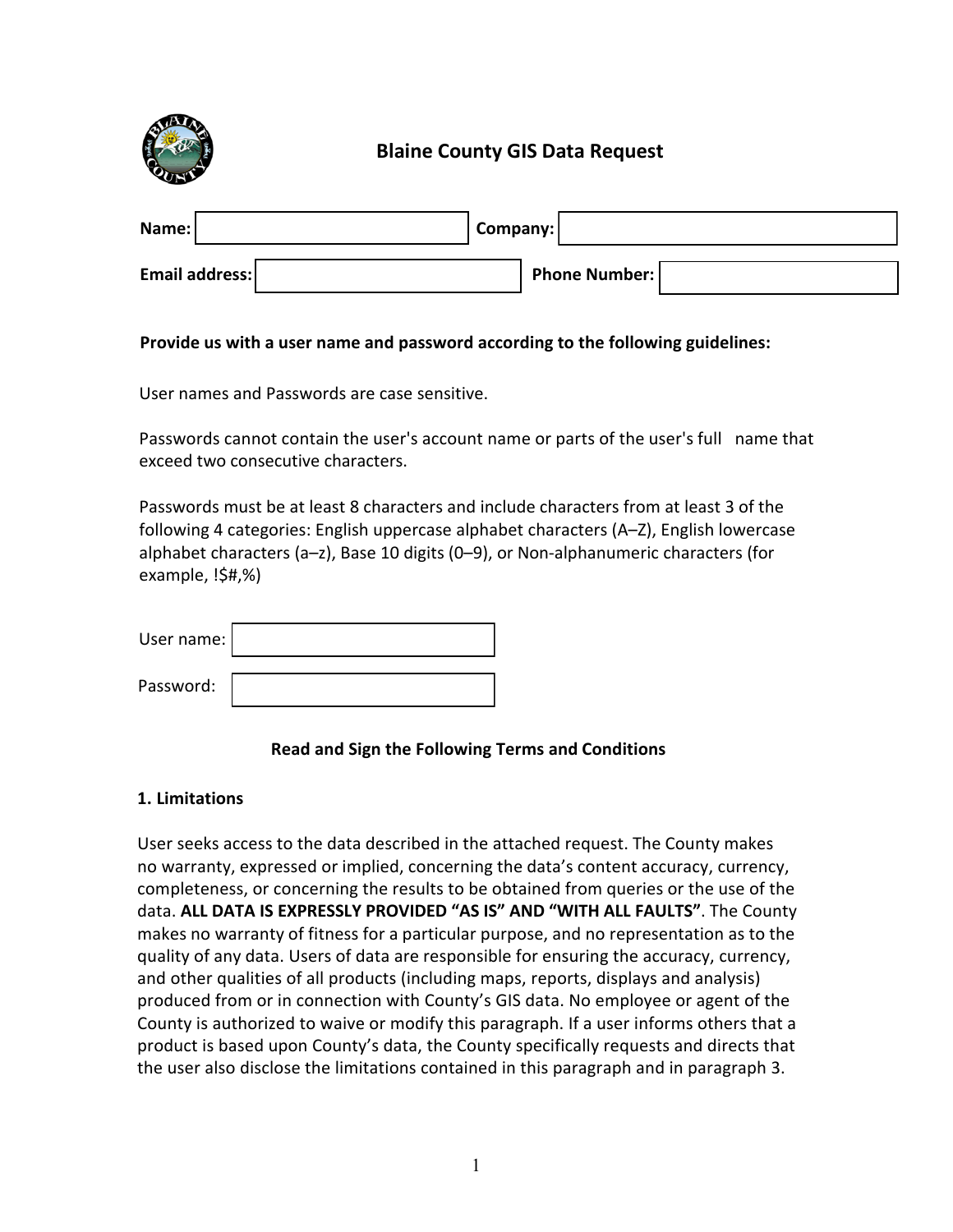# Blaine County GIS Data Request

**Name:** ____________________ **Company:** ____________________

**Email address:** ____________________ **Phone Number:** ____________________

**Provide us with a user name and password according to the following guidelines:**

User names and Passwords are case sensitive.

Passwords cannot contain the user's account name or parts of the user's full name that exceed two consecutive characters.

Passwords must be at least 8 characters and include characters from at least 3 of the following 4 categories: English uppercase alphabet characters (A–Z), English lowercase alphabet characters (a–z), Base 10 digits (0–9), or Non-alphanumeric characters (for example, !$#,%)

User name: ____________________

Password: ____________________

## Read and Sign the Following Terms and Conditions

### 1. Limitations

User seeks access to the data described in the attached request. The County makes no warranty, expressed or implied, concerning the data's content accuracy, currency, completeness, or concerning the results to be obtained from queries or the use of the data. **ALL DATA IS EXPRESSLY PROVIDED "AS IS" AND "WITH ALL FAULTS"**. The County makes no warranty of fitness for a particular purpose, and no representation as to the quality of any data. Users of data are responsible for ensuring the accuracy, currency, and other qualities of all products (including maps, reports, displays and analysis) produced from or in connection with County's GIS data. No employee or agent of the County is authorized to waive or modify this paragraph. If a user informs others that a product is based upon County's data, the County specifically requests and directs that the user also disclose the limitations contained in this paragraph and in paragraph 3.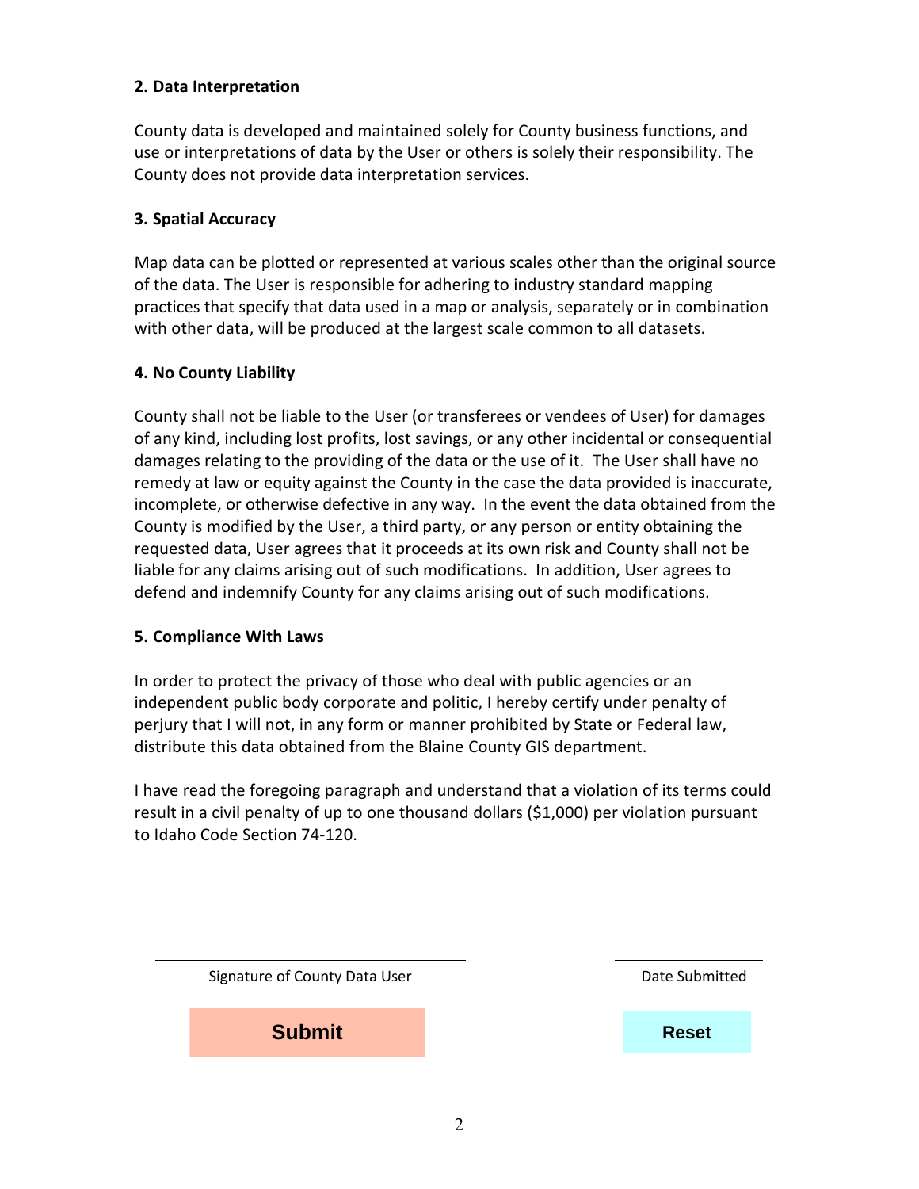**2. Data Interpretation**

County data is developed and maintained solely for County business functions, and use or interpretations of data by the User or others is solely their responsibility. The County does not provide data interpretation services.

**3. Spatial Accuracy**

Map data can be plotted or represented at various scales other than the original source of the data. The User is responsible for adhering to industry standard mapping practices that specify that data used in a map or analysis, separately or in combination with other data, will be produced at the largest scale common to all datasets.

**4. No County Liability**

County shall not be liable to the User (or transferees or vendees of User) for damages of any kind, including lost profits, lost savings, or any other incidental or consequential damages relating to the providing of the data or the use of it. The User shall have no remedy at law or equity against the County in the case the data provided is inaccurate, incomplete, or otherwise defective in any way. In the event the data obtained from the County is modified by the User, a third party, or any person or entity obtaining the requested data, User agrees that it proceeds at its own risk and County shall not be liable for any claims arising out of such modifications. In addition, User agrees to defend and indemnify County for any claims arising out of such modifications.

**5. Compliance With Laws**

In order to protect the privacy of those who deal with public agencies or an independent public body corporate and politic, I hereby certify under penalty of perjury that I will not, in any form or manner prohibited by State or Federal law, distribute this data obtained from the Blaine County GIS department.

I have read the foregoing paragraph and understand that a violation of its terms could result in a civil penalty of up to one thousand dollars ($1,000) per violation pursuant to Idaho Code Section 74-120.

\_\_\_\_\_\_\_\_\_\_\_\_\_\_\_\_\_\_\_\_\_\_\_\_\_\_\_\_\_\_\_\_\_\_\_\_\_\_\_\_
Signature of County Data User

\_\_\_\_\_\_\_\_\_\_\_\_\_\_\_\_\_\_\_\_
Date Submitted

**Submit** **Reset**